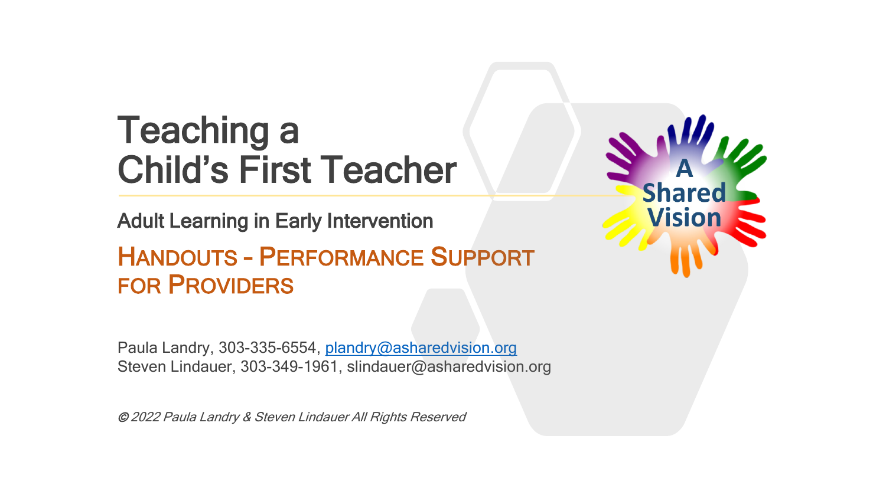# Teaching a Child's First Teacher

## Adult Learning in Early Intervention

## HANDOUTS – PERFORMANCE SUPPORT FOR PROVIDERS

A Shared Vision

Paula Landry, 303-335-6554, plandry@asharedvision.org
Steven Lindauer, 303-349-1961, slindauer@asharedvision.org

*© 2022 Paula Landry & Steven Lindauer All Rights Reserved*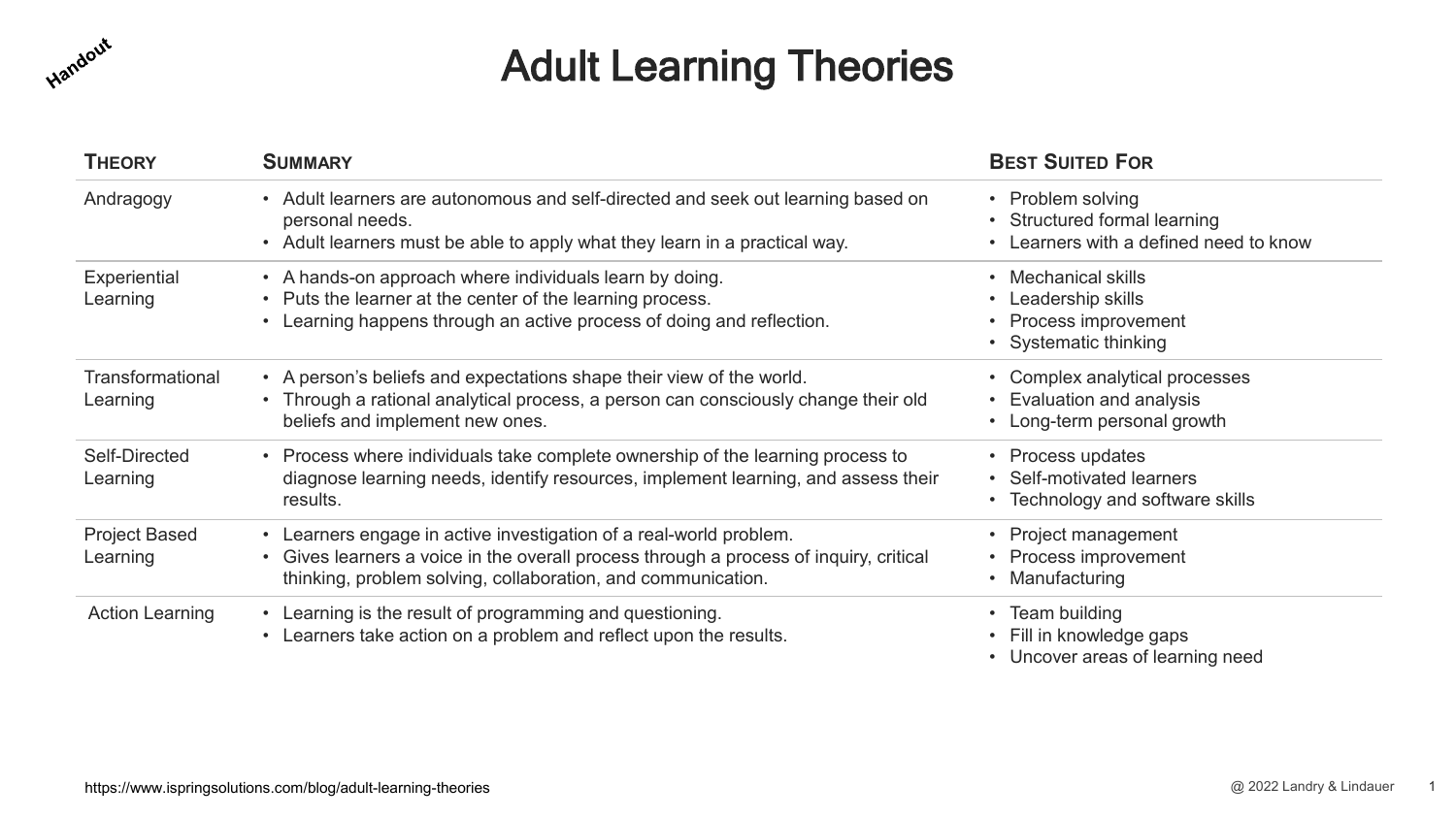Handout

# Adult Learning Theories

| Theory | Summary | Best Suited For |
|---|---|---|
| Andragogy | • Adult learners are autonomous and self-directed and seek out learning based on personal needs.<br>• Adult learners must be able to apply what they learn in a practical way. | • Problem solving<br>• Structured formal learning<br>• Learners with a defined need to know |
| Experiential Learning | • A hands-on approach where individuals learn by doing.<br>• Puts the learner at the center of the learning process.<br>• Learning happens through an active process of doing and reflection. | • Mechanical skills<br>• Leadership skills<br>• Process improvement<br>• Systematic thinking |
| Transformational Learning | • A person's beliefs and expectations shape their view of the world.<br>• Through a rational analytical process, a person can consciously change their old beliefs and implement new ones. | • Complex analytical processes<br>• Evaluation and analysis<br>• Long-term personal growth |
| Self-Directed Learning | • Process where individuals take complete ownership of the learning process to diagnose learning needs, identify resources, implement learning, and assess their results. | • Process updates<br>• Self-motivated learners<br>• Technology and software skills |
| Project Based Learning | • Learners engage in active investigation of a real-world problem.<br>• Gives learners a voice in the overall process through a process of inquiry, critical thinking, problem solving, collaboration, and communication. | • Project management<br>• Process improvement<br>• Manufacturing |
| Action Learning | • Learning is the result of programming and questioning.<br>• Learners take action on a problem and reflect upon the results. | • Team building<br>• Fill in knowledge gaps<br>• Uncover areas of learning need |

https://www.ispringsolutions.com/blog/adult-learning-theories

@ 2022 Landry & Lindauer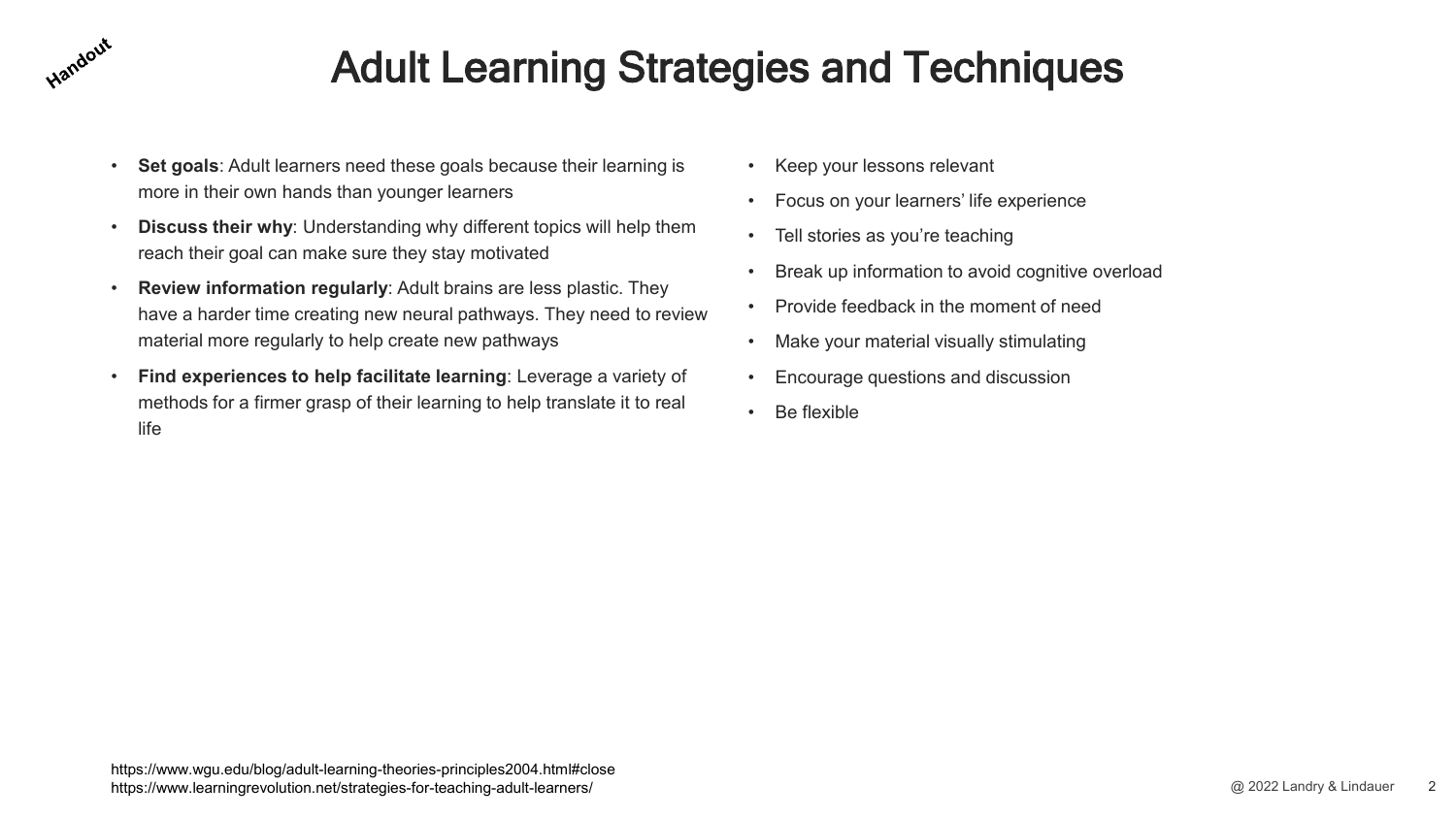Handout

# Adult Learning Strategies and Techniques

- **Set goals**: Adult learners need these goals because their learning is more in their own hands than younger learners
- **Discuss their why**: Understanding why different topics will help them reach their goal can make sure they stay motivated
- **Review information regularly**: Adult brains are less plastic. They have a harder time creating new neural pathways. They need to review material more regularly to help create new pathways
- **Find experiences to help facilitate learning**: Leverage a variety of methods for a firmer grasp of their learning to help translate it to real life

- Keep your lessons relevant
- Focus on your learners' life experience
- Tell stories as you're teaching
- Break up information to avoid cognitive overload
- Provide feedback in the moment of need
- Make your material visually stimulating
- Encourage questions and discussion
- Be flexible

https://www.wgu.edu/blog/adult-learning-theories-principles2004.html#close
https://www.learningrevolution.net/strategies-for-teaching-adult-learners/

@ 2022 Landry & Lindauer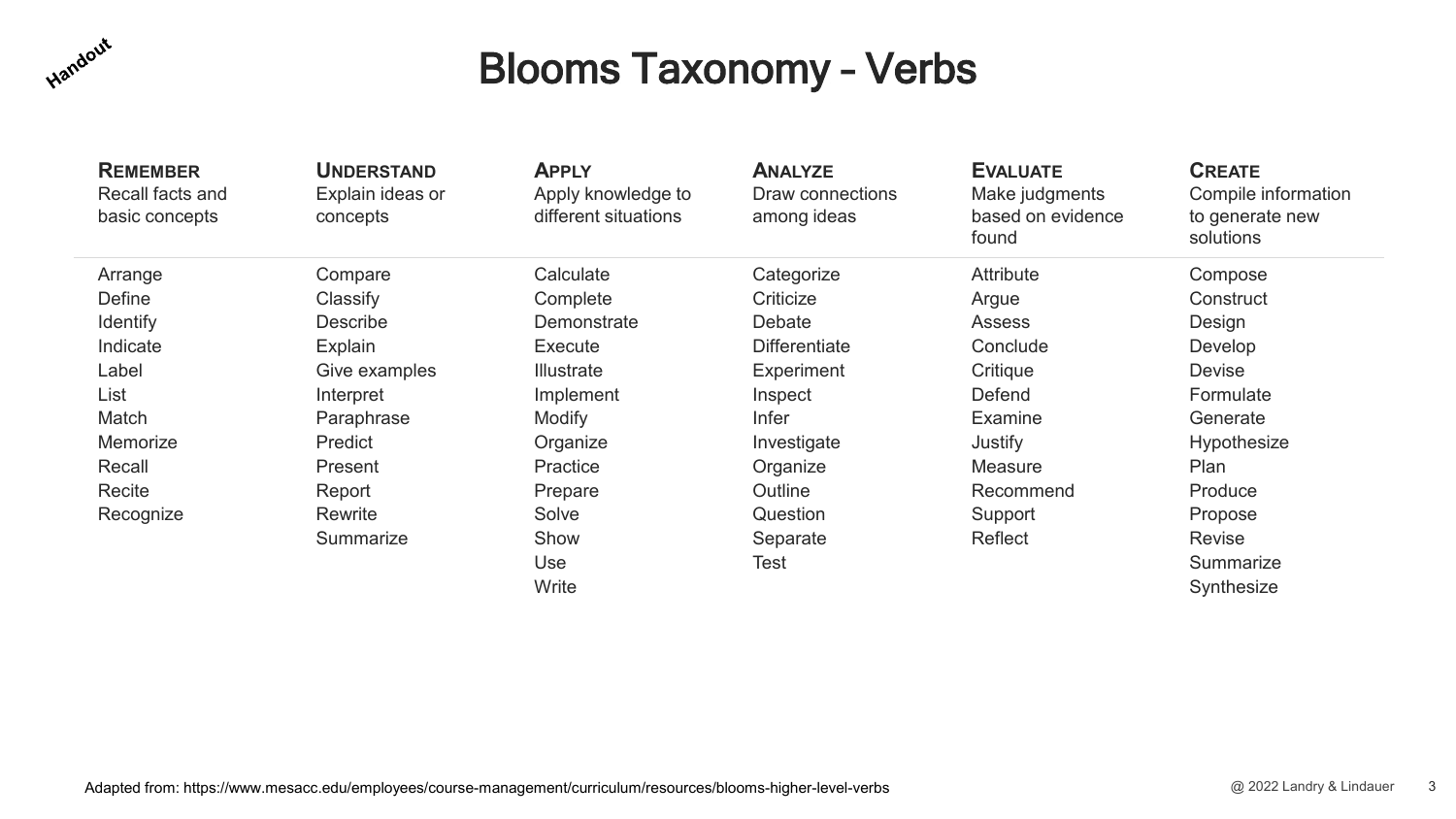Handout

# Blooms Taxonomy – Verbs

| **Remember**<br>Recall facts and basic concepts | **Understand**<br>Explain ideas or concepts | **Apply**<br>Apply knowledge to different situations | **Analyze**<br>Draw connections among ideas | **Evaluate**<br>Make judgments based on evidence found | **Create**<br>Compile information to generate new solutions |
|---|---|---|---|---|---|
| Arrange | Compare | Calculate | Categorize | Attribute | Compose |
| Define | Classify | Complete | Criticize | Argue | Construct |
| Identify | Describe | Demonstrate | Debate | Assess | Design |
| Indicate | Explain | Execute | Differentiate | Conclude | Develop |
| Label | Give examples | Illustrate | Experiment | Critique | Devise |
| List | Interpret | Implement | Inspect | Defend | Formulate |
| Match | Paraphrase | Modify | Infer | Examine | Generate |
| Memorize | Predict | Organize | Investigate | Justify | Hypothesize |
| Recall | Present | Practice | Organize | Measure | Plan |
| Recite | Report | Prepare | Outline | Recommend | Produce |
| Recognize | Rewrite | Solve | Question | Support | Propose |
| | Summarize | Show | Separate | Reflect | Revise |
| | | Use | Test | | Summarize |
| | | Write | | | Synthesize |

Adapted from: https://www.mesacc.edu/employees/course-management/curriculum/resources/blooms-higher-level-verbs

@ 2022 Landry & Lindauer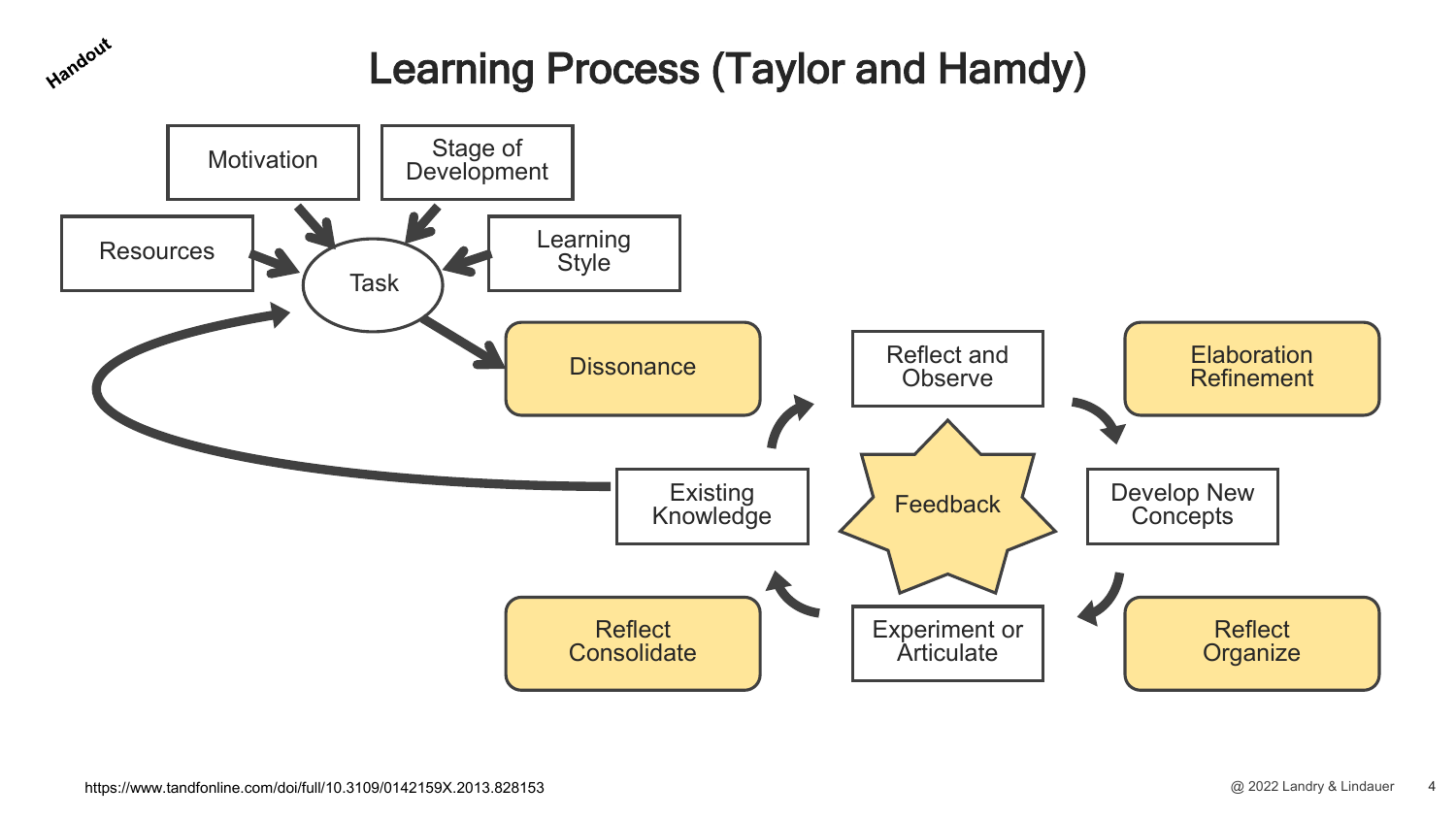Handout

# Learning Process (Taylor and Hamdy)

- Motivation
- Stage of Development
- Resources
- Learning Style
- Task
- Dissonance
- Reflect and Observe
- Elaboration Refinement
- Existing Knowledge
- Feedback
- Develop New Concepts
- Reflect Consolidate
- Experiment or Articulate
- Reflect Organize

https://www.tandfonline.com/doi/full/10.3109/0142159X.2013.828153

@ 2022 Landry & Lindauer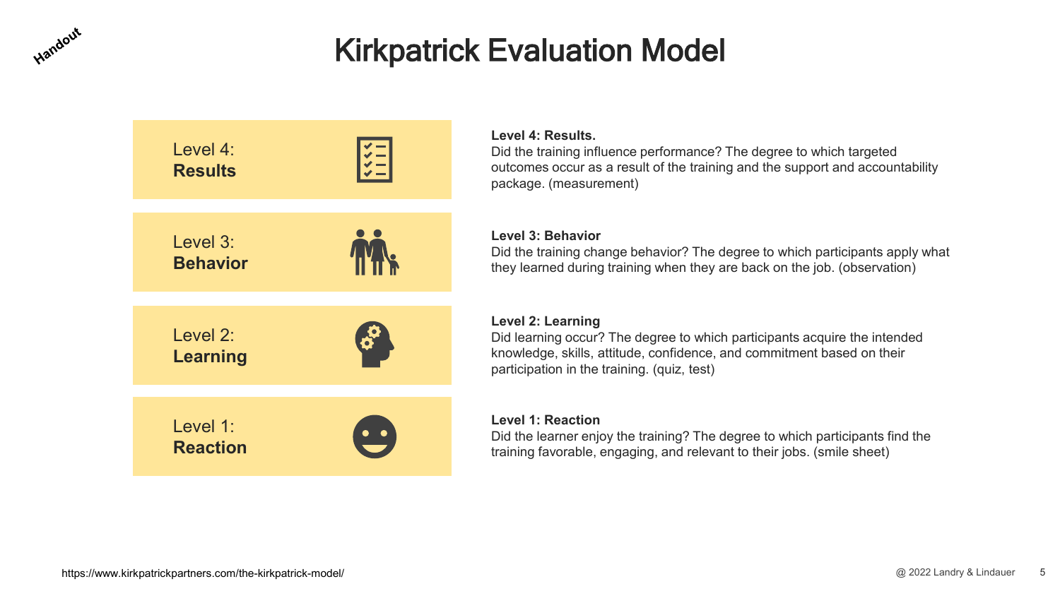Handout

# Kirkpatrick Evaluation Model

| | |
|---|---|
| Level 4: **Results** | **Level 4: Results.** Did the training influence performance? The degree to which targeted outcomes occur as a result of the training and the support and accountability package. (measurement) |
| Level 3: **Behavior** | **Level 3: Behavior** Did the training change behavior? The degree to which participants apply what they learned during training when they are back on the job. (observation) |
| Level 2: **Learning** | **Level 2: Learning** Did learning occur? The degree to which participants acquire the intended knowledge, skills, attitude, confidence, and commitment based on their participation in the training. (quiz, test) |
| Level 1: **Reaction** | **Level 1: Reaction** Did the learner enjoy the training? The degree to which participants find the training favorable, engaging, and relevant to their jobs. (smile sheet) |

https://www.kirkpatrickpartners.com/the-kirkpatrick-model/

@ 2022 Landry & Lindauer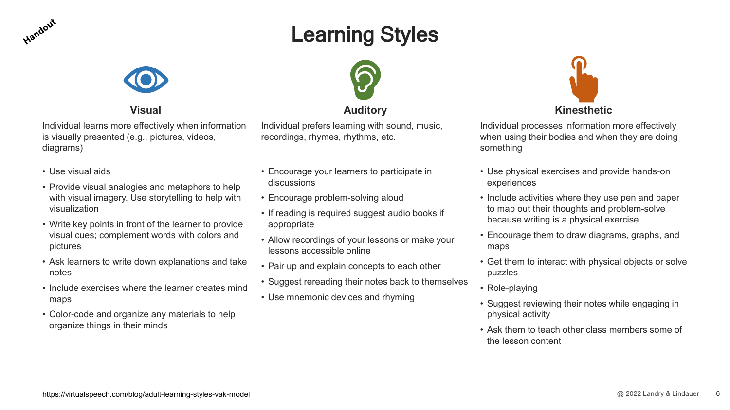Handout

# Learning Styles

## Visual

Individual learns more effectively when information is visually presented (e.g., pictures, videos, diagrams)

- Use visual aids
- Provide visual analogies and metaphors to help with visual imagery. Use storytelling to help with visualization
- Write key points in front of the learner to provide visual cues; complement words with colors and pictures
- Ask learners to write down explanations and take notes
- Include exercises where the learner creates mind maps
- Color-code and organize any materials to help organize things in their minds

## Auditory

Individual prefers learning with sound, music, recordings, rhymes, rhythms, etc.

- Encourage your learners to participate in discussions
- Encourage problem-solving aloud
- If reading is required suggest audio books if appropriate
- Allow recordings of your lessons or make your lessons accessible online
- Pair up and explain concepts to each other
- Suggest rereading their notes back to themselves
- Use mnemonic devices and rhyming

## Kinesthetic

Individual processes information more effectively when using their bodies and when they are doing something

- Use physical exercises and provide hands-on experiences
- Include activities where they use pen and paper to map out their thoughts and problem-solve because writing is a physical exercise
- Encourage them to draw diagrams, graphs, and maps
- Get them to interact with physical objects or solve puzzles
- Role-playing
- Suggest reviewing their notes while engaging in physical activity
- Ask them to teach other class members some of the lesson content

https://virtualspeech.com/blog/adult-learning-styles-vak-model

@ 2022 Landry & Lindauer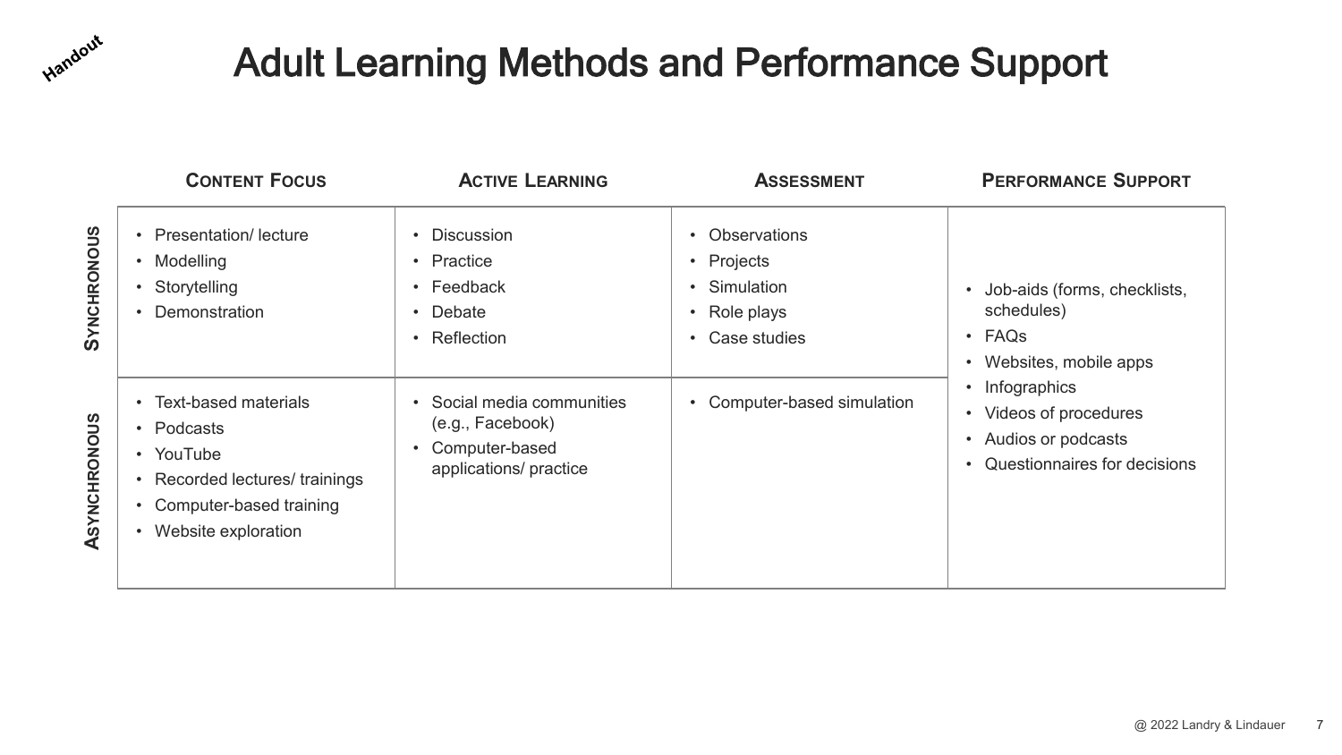Handout

# Adult Learning Methods and Performance Support

| | Content Focus | Active Learning | Assessment | Performance Support |
|---|---|---|---|---|
| **Synchronous** | • Presentation/ lecture<br>• Modelling<br>• Storytelling<br>• Demonstration | • Discussion<br>• Practice<br>• Feedback<br>• Debate<br>• Reflection | • Observations<br>• Projects<br>• Simulation<br>• Role plays<br>• Case studies | • Job-aids (forms, checklists, schedules)<br>• FAQs<br>• Websites, mobile apps<br>• Infographics<br>• Videos of procedures<br>• Audios or podcasts<br>• Questionnaires for decisions |
| **Asynchronous** | • Text-based materials<br>• Podcasts<br>• YouTube<br>• Recorded lectures/ trainings<br>• Computer-based training<br>• Website exploration | • Social media communities (e.g., Facebook)<br>• Computer-based applications/ practice | • Computer-based simulation | |

@ 2022 Landry & Lindauer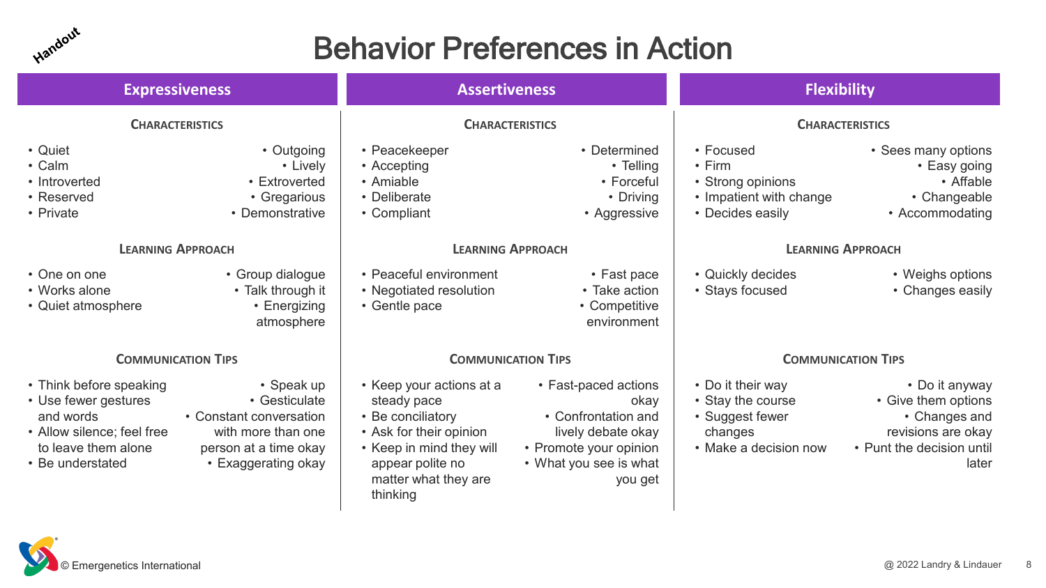Handout

# Behavior Preferences in Action

## Expressiveness

### Characteristics

| | |
|---|---|
| • Quiet | • Outgoing |
| • Calm | • Lively |
| • Introverted | • Extroverted |
| • Reserved | • Gregarious |
| • Private | • Demonstrative |

### Learning Approach

| | |
|---|---|
| • One on one | • Group dialogue |
| • Works alone | • Talk through it |
| • Quiet atmosphere | • Energizing atmosphere |

### Communication Tips

| | |
|---|---|
| • Think before speaking | • Speak up |
| • Use fewer gestures and words | • Gesticulate |
| • Allow silence; feel free to leave them alone | • Constant conversation with more than one person at a time okay |
| • Be understated | • Exaggerating okay |

## Assertiveness

### Characteristics

| | |
|---|---|
| • Peacekeeper | • Determined |
| • Accepting | • Telling |
| • Amiable | • Forceful |
| • Deliberate | • Driving |
| • Compliant | • Aggressive |

### Learning Approach

| | |
|---|---|
| • Peaceful environment | • Fast pace |
| • Negotiated resolution | • Take action |
| • Gentle pace | • Competitive environment |

### Communication Tips

| | |
|---|---|
| • Keep your actions at a steady pace | • Fast-paced actions okay |
| • Be conciliatory | • Confrontation and lively debate okay |
| • Ask for their opinion | • Promote your opinion |
| • Keep in mind they will appear polite no matter what they are thinking | • What you see is what you get |

## Flexibility

### Characteristics

| | |
|---|---|
| • Focused | • Sees many options |
| • Firm | • Easy going |
| • Strong opinions | • Affable |
| • Impatient with change | • Changeable |
| • Decides easily | • Accommodating |

### Learning Approach

| | |
|---|---|
| • Quickly decides | • Weighs options |
| • Stays focused | • Changes easily |

### Communication Tips

| | |
|---|---|
| • Do it their way | • Do it anyway |
| • Stay the course | • Give them options |
| • Suggest fewer changes | • Changes and revisions are okay |
| • Make a decision now | • Punt the decision until later |

© Emergenetics International

@ 2022 Landry & Lindauer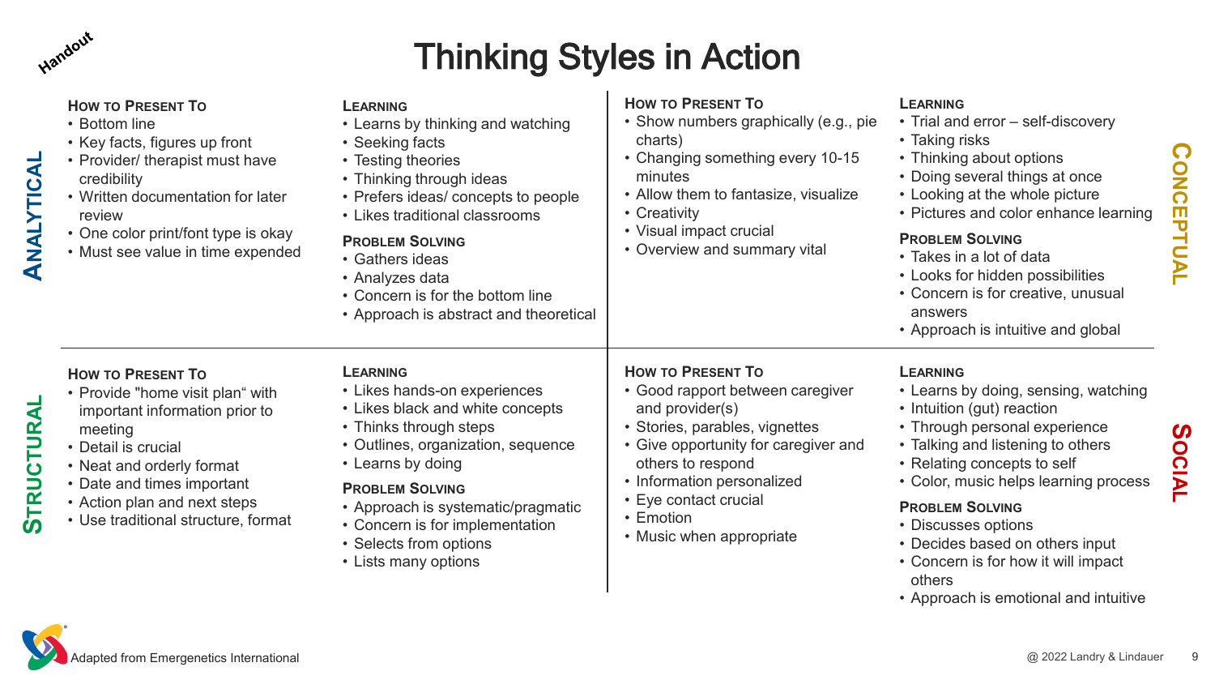Handout

# Thinking Styles in Action

## Analytical

### How to Present To
- Bottom line
- Key facts, figures up front
- Provider/ therapist must have credibility
- Written documentation for later review
- One color print/font type is okay
- Must see value in time expended

### Learning
- Learns by thinking and watching
- Seeking facts
- Testing theories
- Thinking through ideas
- Prefers ideas/ concepts to people
- Likes traditional classrooms

### Problem Solving
- Gathers ideas
- Analyzes data
- Concern is for the bottom line
- Approach is abstract and theoretical

## Conceptual

### How to Present To
- Show numbers graphically (e.g., pie charts)
- Changing something every 10-15 minutes
- Allow them to fantasize, visualize
- Creativity
- Visual impact crucial
- Overview and summary vital

### Learning
- Trial and error – self-discovery
- Taking risks
- Thinking about options
- Doing several things at once
- Looking at the whole picture
- Pictures and color enhance learning

### Problem Solving
- Takes in a lot of data
- Looks for hidden possibilities
- Concern is for creative, unusual answers
- Approach is intuitive and global

## Structural

### How to Present To
- Provide "home visit plan" with important information prior to meeting
- Detail is crucial
- Neat and orderly format
- Date and times important
- Action plan and next steps
- Use traditional structure, format

### Learning
- Likes hands-on experiences
- Likes black and white concepts
- Thinks through steps
- Outlines, organization, sequence
- Learns by doing

### Problem Solving
- Approach is systematic/pragmatic
- Concern is for implementation
- Selects from options
- Lists many options

## Social

### How to Present To
- Good rapport between caregiver and provider(s)
- Stories, parables, vignettes
- Give opportunity for caregiver and others to respond
- Information personalized
- Eye contact crucial
- Emotion
- Music when appropriate

### Learning
- Learns by doing, sensing, watching
- Intuition (gut) reaction
- Through personal experience
- Talking and listening to others
- Relating concepts to self
- Color, music helps learning process

### Problem Solving
- Discusses options
- Decides based on others input
- Concern is for how it will impact others
- Approach is emotional and intuitive

Adapted from Emergenetics International

@ 2022 Landry & Lindauer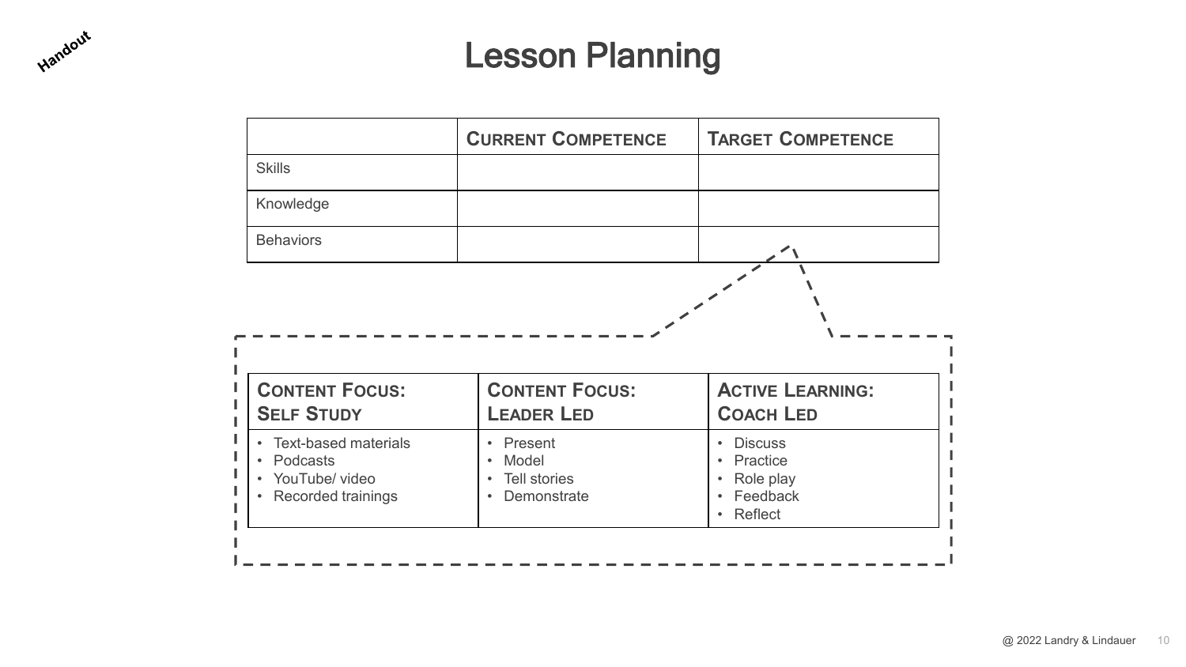Handout

# Lesson Planning

| | CURRENT COMPETENCE | TARGET COMPETENCE |
|---|---|---|
| Skills | | |
| Knowledge | | |
| Behaviors | | |

| CONTENT FOCUS: SELF STUDY | CONTENT FOCUS: LEADER LED | ACTIVE LEARNING: COACH LED |
|---|---|---|
| • Text-based materials<br>• Podcasts<br>• YouTube/ video<br>• Recorded trainings | • Present<br>• Model<br>• Tell stories<br>• Demonstrate | • Discuss<br>• Practice<br>• Role play<br>• Feedback<br>• Reflect |

@ 2022 Landry & Lindauer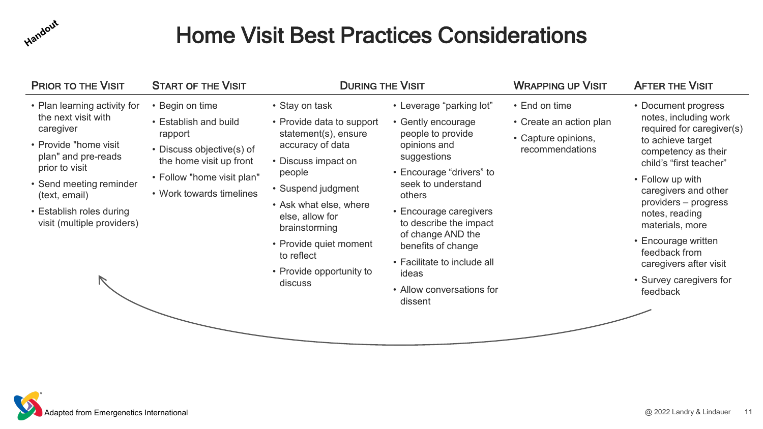Handout

# Home Visit Best Practices Considerations

### Prior to the Visit

- Plan learning activity for the next visit with caregiver
- Provide "home visit plan" and pre-reads prior to visit
- Send meeting reminder (text, email)
- Establish roles during visit (multiple providers)

### Start of the Visit

- Begin on time
- Establish and build rapport
- Discuss objective(s) of the home visit up front
- Follow "home visit plan"
- Work towards timelines

### During the Visit

- Stay on task
- Provide data to support statement(s), ensure accuracy of data
- Discuss impact on people
- Suspend judgment
- Ask what else, where else, allow for brainstorming
- Provide quiet moment to reflect
- Provide opportunity to discuss
- Leverage "parking lot"
- Gently encourage people to provide opinions and suggestions
- Encourage "drivers" to seek to understand others
- Encourage caregivers to describe the impact of change AND the benefits of change
- Facilitate to include all ideas
- Allow conversations for dissent

### Wrapping up Visit

- End on time
- Create an action plan
- Capture opinions, recommendations

### After the Visit

- Document progress notes, including work required for caregiver(s) to achieve target competency as their child's "first teacher"
- Follow up with caregivers and other providers – progress notes, reading materials, more
- Encourage written feedback from caregivers after visit
- Survey caregivers for feedback

Adapted from Emergenetics International

@ 2022 Landry & Lindauer